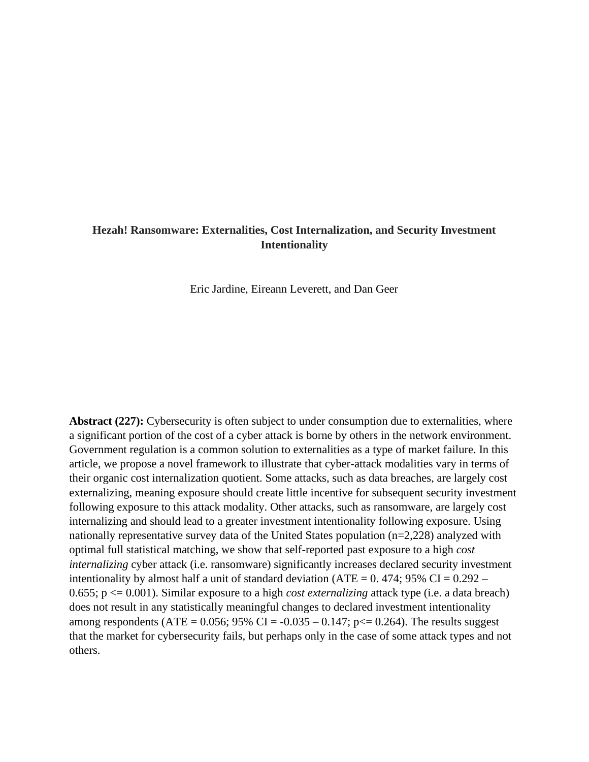# Hezah! Ransomware: Externalities, Cost Internalization, and Security Investment Intentionality

Eric Jardine, Eireann Leverett, and Dan Geer

**Abstract (227):** Cybersecurity is often subject to under consumption due to externalities, where a significant portion of the cost of a cyber attack is borne by others in the network environment. Government regulation is a common solution to externalities as a type of market failure. In this article, we propose a novel framework to illustrate that cyber-attack modalities vary in terms of their organic cost internalization quotient. Some attacks, such as data breaches, are largely cost externalizing, meaning exposure should create little incentive for subsequent security investment following exposure to this attack modality. Other attacks, such as ransomware, are largely cost internalizing and should lead to a greater investment intentionality following exposure. Using nationally representative survey data of the United States population (n=2,228) analyzed with optimal full statistical matching, we show that self-reported past exposure to a high *cost internalizing* cyber attack (i.e. ransomware) significantly increases declared security investment intentionality by almost half a unit of standard deviation (ATE = 0. 474; 95% CI = 0.292 – 0.655; $p \le 0.001$). Similar exposure to a high *cost externalizing* attack type (i.e. a data breach) does not result in any statistically meaningful changes to declared investment intentionality among respondents (ATE = 0.056; 95% CI = -0.035 – 0.147; $p \le 0.264$). The results suggest that the market for cybersecurity fails, but perhaps only in the case of some attack types and not others.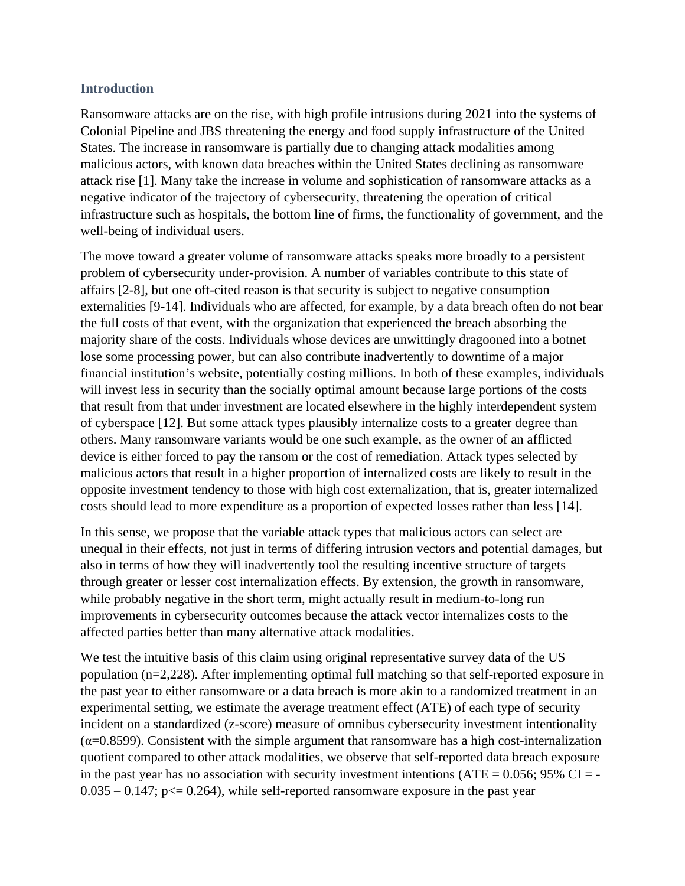## Introduction

Ransomware attacks are on the rise, with high profile intrusions during 2021 into the systems of Colonial Pipeline and JBS threatening the energy and food supply infrastructure of the United States. The increase in ransomware is partially due to changing attack modalities among malicious actors, with known data breaches within the United States declining as ransomware attack rise [1]. Many take the increase in volume and sophistication of ransomware attacks as a negative indicator of the trajectory of cybersecurity, threatening the operation of critical infrastructure such as hospitals, the bottom line of firms, the functionality of government, and the well-being of individual users.

The move toward a greater volume of ransomware attacks speaks more broadly to a persistent problem of cybersecurity under-provision. A number of variables contribute to this state of affairs [2-8], but one oft-cited reason is that security is subject to negative consumption externalities [9-14]. Individuals who are affected, for example, by a data breach often do not bear the full costs of that event, with the organization that experienced the breach absorbing the majority share of the costs. Individuals whose devices are unwittingly dragooned into a botnet lose some processing power, but can also contribute inadvertently to downtime of a major financial institution's website, potentially costing millions. In both of these examples, individuals will invest less in security than the socially optimal amount because large portions of the costs that result from that under investment are located elsewhere in the highly interdependent system of cyberspace [12]. But some attack types plausibly internalize costs to a greater degree than others. Many ransomware variants would be one such example, as the owner of an afflicted device is either forced to pay the ransom or the cost of remediation. Attack types selected by malicious actors that result in a higher proportion of internalized costs are likely to result in the opposite investment tendency to those with high cost externalization, that is, greater internalized costs should lead to more expenditure as a proportion of expected losses rather than less [14].

In this sense, we propose that the variable attack types that malicious actors can select are unequal in their effects, not just in terms of differing intrusion vectors and potential damages, but also in terms of how they will inadvertently tool the resulting incentive structure of targets through greater or lesser cost internalization effects. By extension, the growth in ransomware, while probably negative in the short term, might actually result in medium-to-long run improvements in cybersecurity outcomes because the attack vector internalizes costs to the affected parties better than many alternative attack modalities.

We test the intuitive basis of this claim using original representative survey data of the US population (n=2,228). After implementing optimal full matching so that self-reported exposure in the past year to either ransomware or a data breach is more akin to a randomized treatment in an experimental setting, we estimate the average treatment effect (ATE) of each type of security incident on a standardized (z-score) measure of omnibus cybersecurity investment intentionality ($\alpha$=0.8599). Consistent with the simple argument that ransomware has a high cost-internalization quotient compared to other attack modalities, we observe that self-reported data breach exposure in the past year has no association with security investment intentions (ATE = 0.056; 95% CI = -0.035 – 0.147; $p \leq 0.264$), while self-reported ransomware exposure in the past year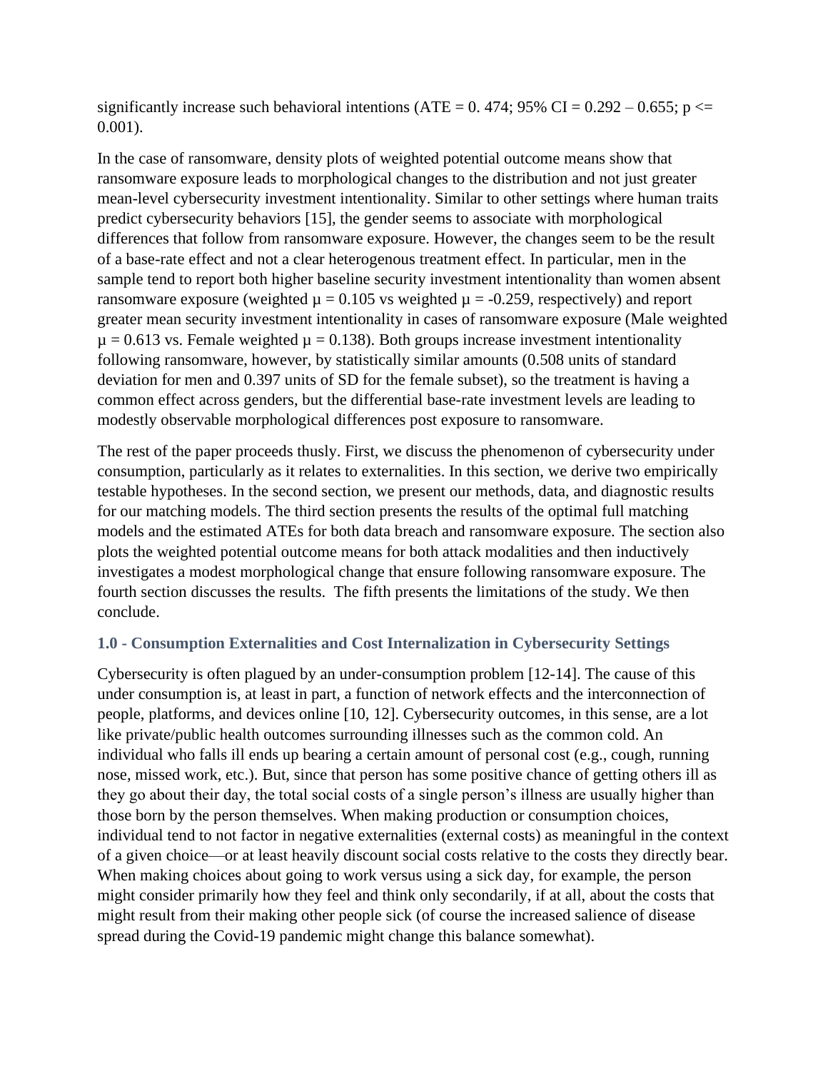significantly increase such behavioral intentions (ATE = 0. 474; 95% CI = 0.292 – 0.655; $p <=$ 0.001).

In the case of ransomware, density plots of weighted potential outcome means show that ransomware exposure leads to morphological changes to the distribution and not just greater mean-level cybersecurity investment intentionality. Similar to other settings where human traits predict cybersecurity behaviors [15], the gender seems to associate with morphological differences that follow from ransomware exposure. However, the changes seem to be the result of a base-rate effect and not a clear heterogenous treatment effect. In particular, men in the sample tend to report both higher baseline security investment intentionality than women absent ransomware exposure (weighted $\mu = 0.105$ vs weighted $\mu = -0.259$, respectively) and report greater mean security investment intentionality in cases of ransomware exposure (Male weighted $\mu = 0.613$ vs. Female weighted $\mu = 0.138$). Both groups increase investment intentionality following ransomware, however, by statistically similar amounts (0.508 units of standard deviation for men and 0.397 units of SD for the female subset), so the treatment is having a common effect across genders, but the differential base-rate investment levels are leading to modestly observable morphological differences post exposure to ransomware.

The rest of the paper proceeds thusly. First, we discuss the phenomenon of cybersecurity under consumption, particularly as it relates to externalities. In this section, we derive two empirically testable hypotheses. In the second section, we present our methods, data, and diagnostic results for our matching models. The third section presents the results of the optimal full matching models and the estimated ATEs for both data breach and ransomware exposure. The section also plots the weighted potential outcome means for both attack modalities and then inductively investigates a modest morphological change that ensure following ransomware exposure. The fourth section discusses the results. The fifth presents the limitations of the study. We then conclude.

### 1.0 - Consumption Externalities and Cost Internalization in Cybersecurity Settings

Cybersecurity is often plagued by an under-consumption problem [12-14]. The cause of this under consumption is, at least in part, a function of network effects and the interconnection of people, platforms, and devices online [10, 12]. Cybersecurity outcomes, in this sense, are a lot like private/public health outcomes surrounding illnesses such as the common cold. An individual who falls ill ends up bearing a certain amount of personal cost (e.g., cough, running nose, missed work, etc.). But, since that person has some positive chance of getting others ill as they go about their day, the total social costs of a single person's illness are usually higher than those born by the person themselves. When making production or consumption choices, individual tend to not factor in negative externalities (external costs) as meaningful in the context of a given choice—or at least heavily discount social costs relative to the costs they directly bear. When making choices about going to work versus using a sick day, for example, the person might consider primarily how they feel and think only secondarily, if at all, about the costs that might result from their making other people sick (of course the increased salience of disease spread during the Covid-19 pandemic might change this balance somewhat).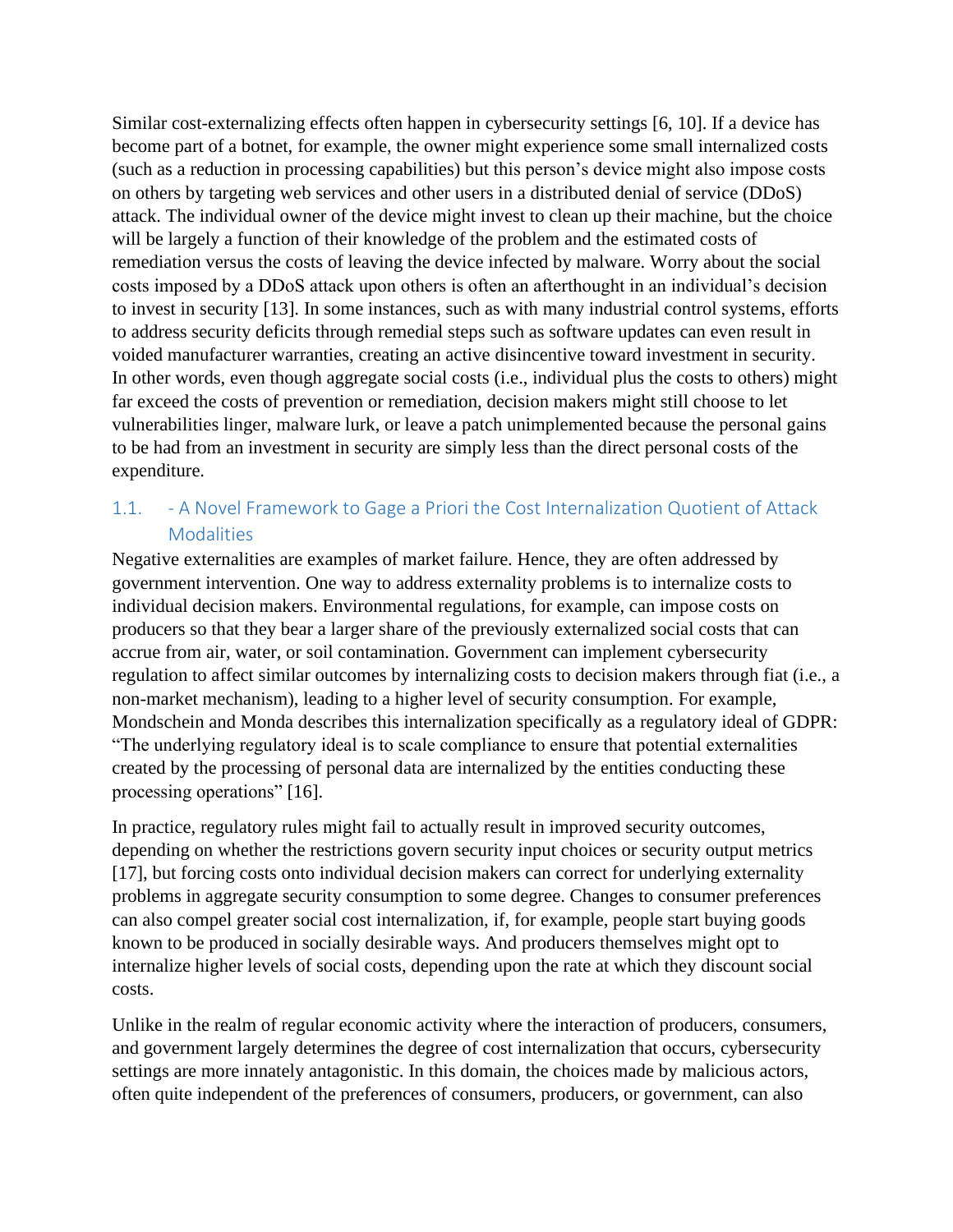Similar cost-externalizing effects often happen in cybersecurity settings [6, 10]. If a device has become part of a botnet, for example, the owner might experience some small internalized costs (such as a reduction in processing capabilities) but this person's device might also impose costs on others by targeting web services and other users in a distributed denial of service (DDoS) attack. The individual owner of the device might invest to clean up their machine, but the choice will be largely a function of their knowledge of the problem and the estimated costs of remediation versus the costs of leaving the device infected by malware. Worry about the social costs imposed by a DDoS attack upon others is often an afterthought in an individual's decision to invest in security [13]. In some instances, such as with many industrial control systems, efforts to address security deficits through remedial steps such as software updates can even result in voided manufacturer warranties, creating an active disincentive toward investment in security. In other words, even though aggregate social costs (i.e., individual plus the costs to others) might far exceed the costs of prevention or remediation, decision makers might still choose to let vulnerabilities linger, malware lurk, or leave a patch unimplemented because the personal gains to be had from an investment in security are simply less than the direct personal costs of the expenditure.

## 1.1. - A Novel Framework to Gage a Priori the Cost Internalization Quotient of Attack Modalities

Negative externalities are examples of market failure. Hence, they are often addressed by government intervention. One way to address externality problems is to internalize costs to individual decision makers. Environmental regulations, for example, can impose costs on producers so that they bear a larger share of the previously externalized social costs that can accrue from air, water, or soil contamination. Government can implement cybersecurity regulation to affect similar outcomes by internalizing costs to decision makers through fiat (i.e., a non-market mechanism), leading to a higher level of security consumption. For example, Mondschein and Monda describes this internalization specifically as a regulatory ideal of GDPR: "The underlying regulatory ideal is to scale compliance to ensure that potential externalities created by the processing of personal data are internalized by the entities conducting these processing operations" [16].

In practice, regulatory rules might fail to actually result in improved security outcomes, depending on whether the restrictions govern security input choices or security output metrics [17], but forcing costs onto individual decision makers can correct for underlying externality problems in aggregate security consumption to some degree. Changes to consumer preferences can also compel greater social cost internalization, if, for example, people start buying goods known to be produced in socially desirable ways. And producers themselves might opt to internalize higher levels of social costs, depending upon the rate at which they discount social costs.

Unlike in the realm of regular economic activity where the interaction of producers, consumers, and government largely determines the degree of cost internalization that occurs, cybersecurity settings are more innately antagonistic. In this domain, the choices made by malicious actors, often quite independent of the preferences of consumers, producers, or government, can also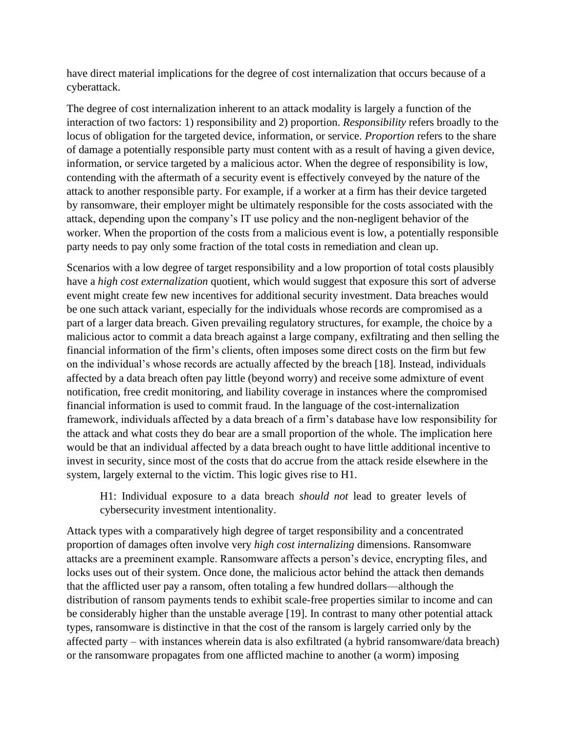have direct material implications for the degree of cost internalization that occurs because of a cyberattack.

The degree of cost internalization inherent to an attack modality is largely a function of the interaction of two factors: 1) responsibility and 2) proportion. *Responsibility* refers broadly to the locus of obligation for the targeted device, information, or service. *Proportion* refers to the share of damage a potentially responsible party must content with as a result of having a given device, information, or service targeted by a malicious actor. When the degree of responsibility is low, contending with the aftermath of a security event is effectively conveyed by the nature of the attack to another responsible party. For example, if a worker at a firm has their device targeted by ransomware, their employer might be ultimately responsible for the costs associated with the attack, depending upon the company's IT use policy and the non-negligent behavior of the worker. When the proportion of the costs from a malicious event is low, a potentially responsible party needs to pay only some fraction of the total costs in remediation and clean up.

Scenarios with a low degree of target responsibility and a low proportion of total costs plausibly have a *high cost externalization* quotient, which would suggest that exposure this sort of adverse event might create few new incentives for additional security investment. Data breaches would be one such attack variant, especially for the individuals whose records are compromised as a part of a larger data breach. Given prevailing regulatory structures, for example, the choice by a malicious actor to commit a data breach against a large company, exfiltrating and then selling the financial information of the firm's clients, often imposes some direct costs on the firm but few on the individual's whose records are actually affected by the breach [18]. Instead, individuals affected by a data breach often pay little (beyond worry) and receive some admixture of event notification, free credit monitoring, and liability coverage in instances where the compromised financial information is used to commit fraud. In the language of the cost-internalization framework, individuals affected by a data breach of a firm's database have low responsibility for the attack and what costs they do bear are a small proportion of the whole. The implication here would be that an individual affected by a data breach ought to have little additional incentive to invest in security, since most of the costs that do accrue from the attack reside elsewhere in the system, largely external to the victim. This logic gives rise to H1.

> H1: Individual exposure to a data breach *should not* lead to greater levels of cybersecurity investment intentionality.

Attack types with a comparatively high degree of target responsibility and a concentrated proportion of damages often involve very *high cost internalizing* dimensions. Ransomware attacks are a preeminent example. Ransomware affects a person's device, encrypting files, and locks uses out of their system. Once done, the malicious actor behind the attack then demands that the afflicted user pay a ransom, often totaling a few hundred dollars—although the distribution of ransom payments tends to exhibit scale-free properties similar to income and can be considerably higher than the unstable average [19]. In contrast to many other potential attack types, ransomware is distinctive in that the cost of the ransom is largely carried only by the affected party – with instances wherein data is also exfiltrated (a hybrid ransomware/data breach) or the ransomware propagates from one afflicted machine to another (a worm) imposing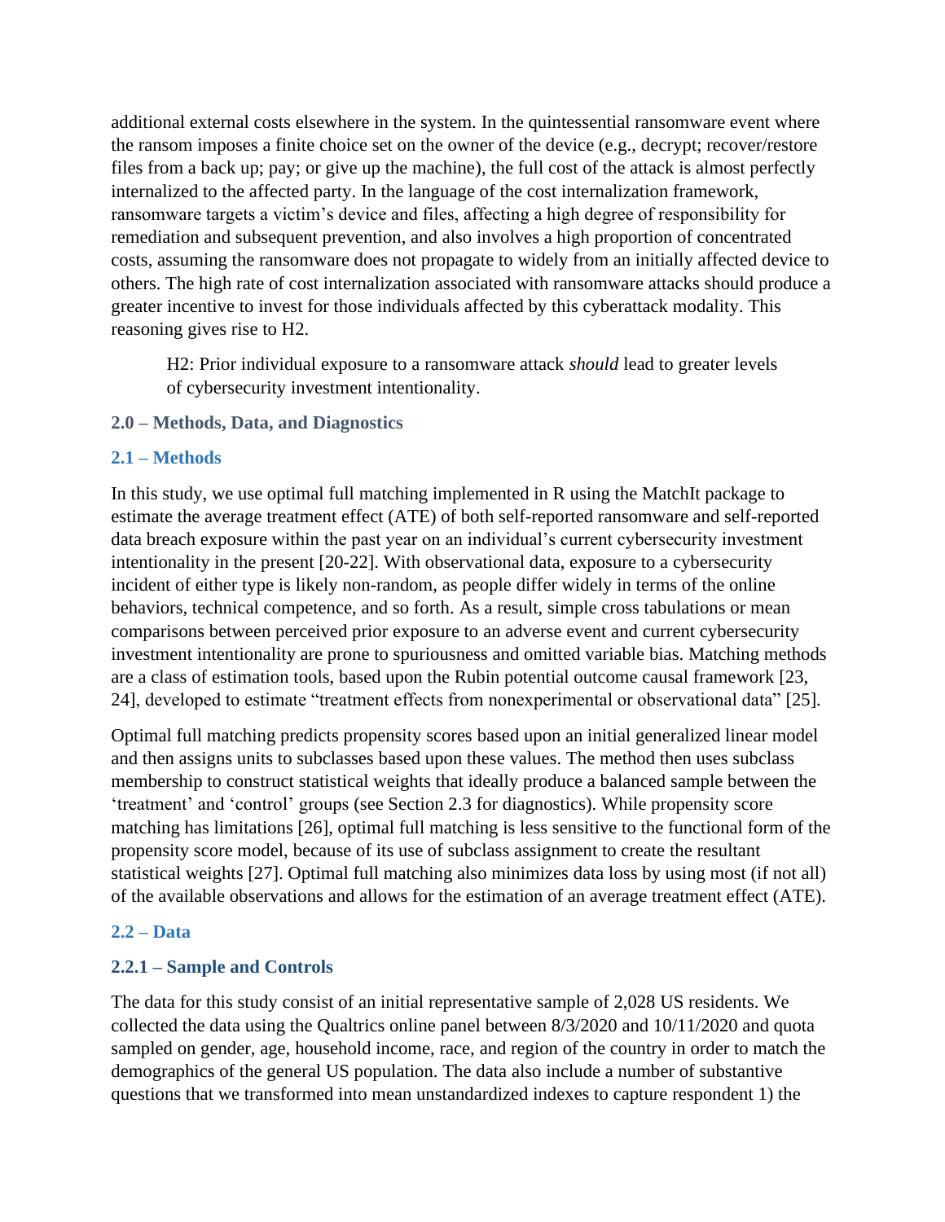additional external costs elsewhere in the system. In the quintessential ransomware event where the ransom imposes a finite choice set on the owner of the device (e.g., decrypt; recover/restore files from a back up; pay; or give up the machine), the full cost of the attack is almost perfectly internalized to the affected party. In the language of the cost internalization framework, ransomware targets a victim's device and files, affecting a high degree of responsibility for remediation and subsequent prevention, and also involves a high proportion of concentrated costs, assuming the ransomware does not propagate to widely from an initially affected device to others. The high rate of cost internalization associated with ransomware attacks should produce a greater incentive to invest for those individuals affected by this cyberattack modality. This reasoning gives rise to H2.

> H2: Prior individual exposure to a ransomware attack *should* lead to greater levels of cybersecurity investment intentionality.

## 2.0 – Methods, Data, and Diagnostics

### 2.1 – Methods

In this study, we use optimal full matching implemented in R using the MatchIt package to estimate the average treatment effect (ATE) of both self-reported ransomware and self-reported data breach exposure within the past year on an individual's current cybersecurity investment intentionality in the present [20-22]. With observational data, exposure to a cybersecurity incident of either type is likely non-random, as people differ widely in terms of the online behaviors, technical competence, and so forth. As a result, simple cross tabulations or mean comparisons between perceived prior exposure to an adverse event and current cybersecurity investment intentionality are prone to spuriousness and omitted variable bias. Matching methods are a class of estimation tools, based upon the Rubin potential outcome causal framework [23, 24], developed to estimate "treatment effects from nonexperimental or observational data" [25].

Optimal full matching predicts propensity scores based upon an initial generalized linear model and then assigns units to subclasses based upon these values. The method then uses subclass membership to construct statistical weights that ideally produce a balanced sample between the 'treatment' and 'control' groups (see Section 2.3 for diagnostics). While propensity score matching has limitations [26], optimal full matching is less sensitive to the functional form of the propensity score model, because of its use of subclass assignment to create the resultant statistical weights [27]. Optimal full matching also minimizes data loss by using most (if not all) of the available observations and allows for the estimation of an average treatment effect (ATE).

### 2.2 – Data

#### 2.2.1 – Sample and Controls

The data for this study consist of an initial representative sample of 2,028 US residents. We collected the data using the Qualtrics online panel between 8/3/2020 and 10/11/2020 and quota sampled on gender, age, household income, race, and region of the country in order to match the demographics of the general US population. The data also include a number of substantive questions that we transformed into mean unstandardized indexes to capture respondent 1) the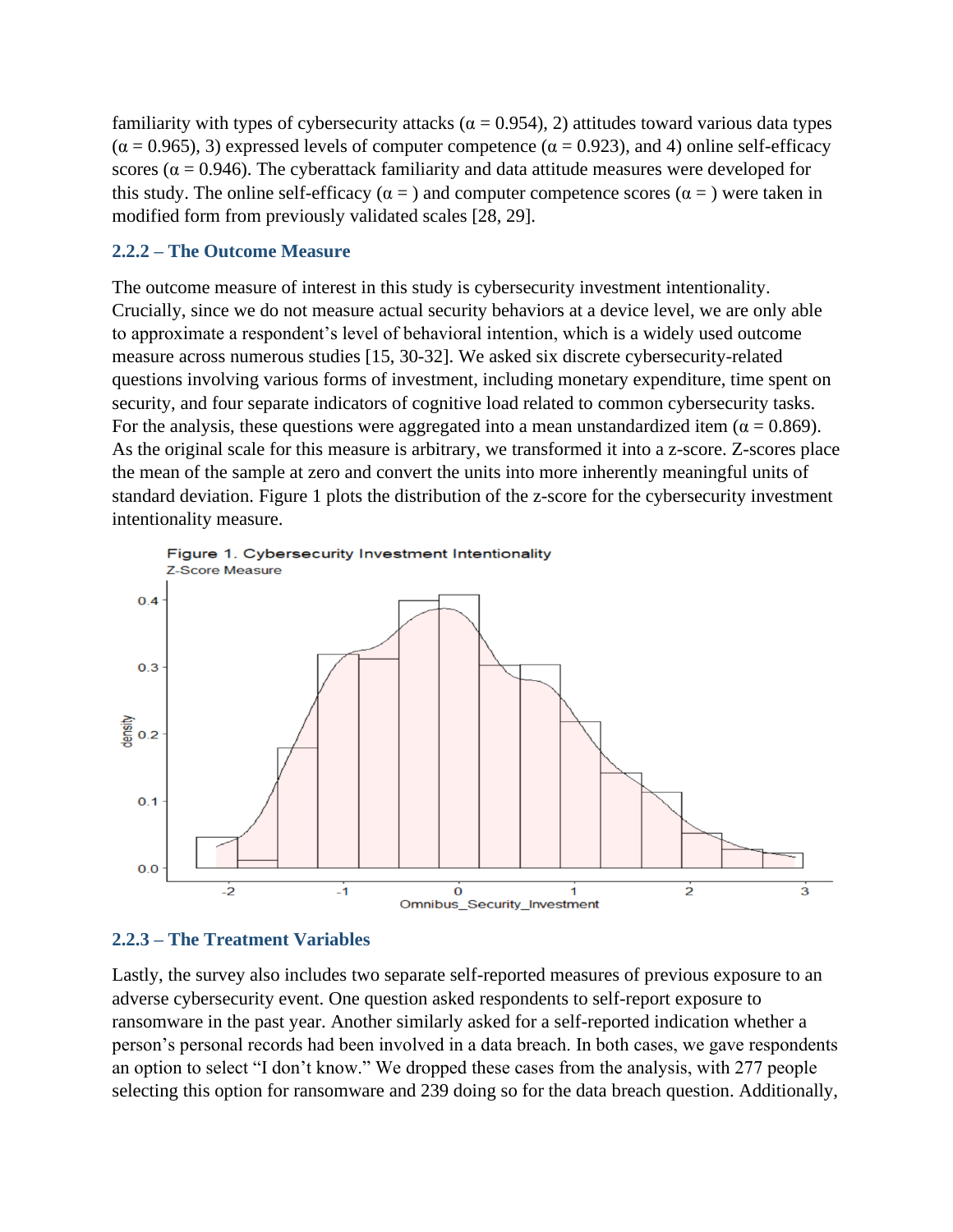familiarity with types of cybersecurity attacks ($\alpha = 0.954$), 2) attitudes toward various data types ($\alpha = 0.965$), 3) expressed levels of computer competence ($\alpha = 0.923$), and 4) online self-efficacy scores ($\alpha = 0.946$). The cyberattack familiarity and data attitude measures were developed for this study. The online self-efficacy ($\alpha =$ ) and computer competence scores ($\alpha =$ ) were taken in modified form from previously validated scales [28, 29].

### 2.2.2 – The Outcome Measure

The outcome measure of interest in this study is cybersecurity investment intentionality. Crucially, since we do not measure actual security behaviors at a device level, we are only able to approximate a respondent's level of behavioral intention, which is a widely used outcome measure across numerous studies [15, 30-32]. We asked six discrete cybersecurity-related questions involving various forms of investment, including monetary expenditure, time spent on security, and four separate indicators of cognitive load related to common cybersecurity tasks. For the analysis, these questions were aggregated into a mean unstandardized item ($\alpha = 0.869$). As the original scale for this measure is arbitrary, we transformed it into a z-score. Z-scores place the mean of the sample at zero and convert the units into more inherently meaningful units of standard deviation. Figure 1 plots the distribution of the z-score for the cybersecurity investment intentionality measure.

Figure 1. Cybersecurity Investment Intentionality
Z-Score Measure

### 2.2.3 – The Treatment Variables

Lastly, the survey also includes two separate self-reported measures of previous exposure to an adverse cybersecurity event. One question asked respondents to self-report exposure to ransomware in the past year. Another similarly asked for a self-reported indication whether a person's personal records had been involved in a data breach. In both cases, we gave respondents an option to select "I don't know." We dropped these cases from the analysis, with 277 people selecting this option for ransomware and 239 doing so for the data breach question. Additionally,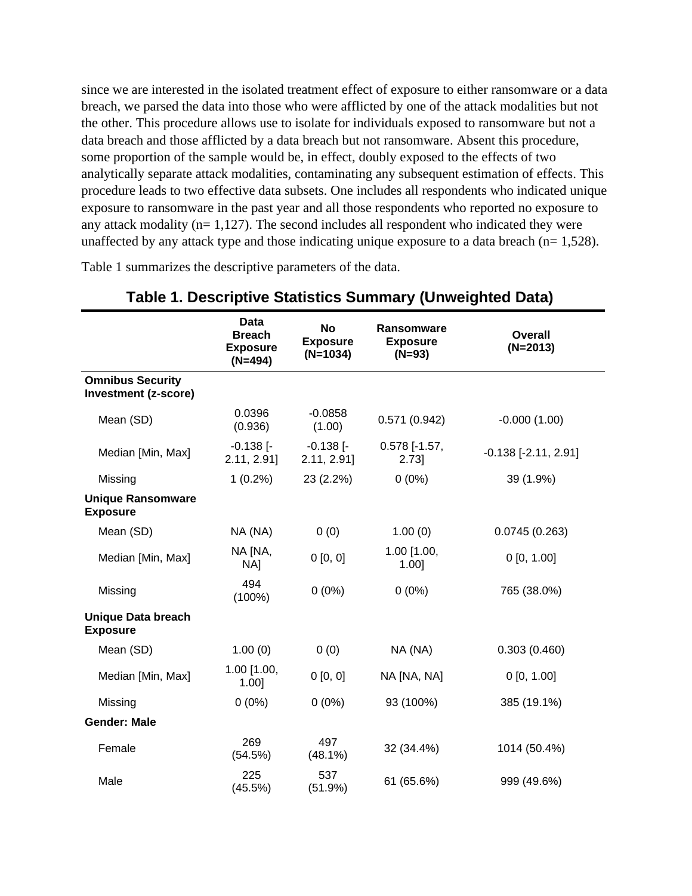since we are interested in the isolated treatment effect of exposure to either ransomware or a data breach, we parsed the data into those who were afflicted by one of the attack modalities but not the other. This procedure allows use to isolate for individuals exposed to ransomware but not a data breach and those afflicted by a data breach but not ransomware. Absent this procedure, some proportion of the sample would be, in effect, doubly exposed to the effects of two analytically separate attack modalities, contaminating any subsequent estimation of effects. This procedure leads to two effective data subsets. One includes all respondents who indicated unique exposure to ransomware in the past year and all those respondents who reported no exposure to any attack modality (n= 1,127). The second includes all respondent who indicated they were unaffected by any attack type and those indicating unique exposure to a data breach (n= 1,528).

Table 1 summarizes the descriptive parameters of the data.

**Table 1. Descriptive Statistics Summary (Unweighted Data)**

| | Data Breach Exposure (N=494) | No Exposure (N=1034) | Ransomware Exposure (N=93) | Overall (N=2013) |
|---|---|---|---|---|
| **Omnibus Security Investment (z-score)** | | | | |
| Mean (SD) | 0.0396 (0.936) | -0.0858 (1.00) | 0.571 (0.942) | -0.000 (1.00) |
| Median [Min, Max] | -0.138 [-2.11, 2.91] | -0.138 [-2.11, 2.91] | 0.578 [-1.57, 2.73] | -0.138 [-2.11, 2.91] |
| Missing | 1 (0.2%) | 23 (2.2%) | 0 (0%) | 39 (1.9%) |
| **Unique Ransomware Exposure** | | | | |
| Mean (SD) | NA (NA) | 0 (0) | 1.00 (0) | 0.0745 (0.263) |
| Median [Min, Max] | NA [NA, NA] | 0 [0, 0] | 1.00 [1.00, 1.00] | 0 [0, 1.00] |
| Missing | 494 (100%) | 0 (0%) | 0 (0%) | 765 (38.0%) |
| **Unique Data breach Exposure** | | | | |
| Mean (SD) | 1.00 (0) | 0 (0) | NA (NA) | 0.303 (0.460) |
| Median [Min, Max] | 1.00 [1.00, 1.00] | 0 [0, 0] | NA [NA, NA] | 0 [0, 1.00] |
| Missing | 0 (0%) | 0 (0%) | 93 (100%) | 385 (19.1%) |
| **Gender: Male** | | | | |
| Female | 269 (54.5%) | 497 (48.1%) | 32 (34.4%) | 1014 (50.4%) |
| Male | 225 (45.5%) | 537 (51.9%) | 61 (65.6%) | 999 (49.6%) |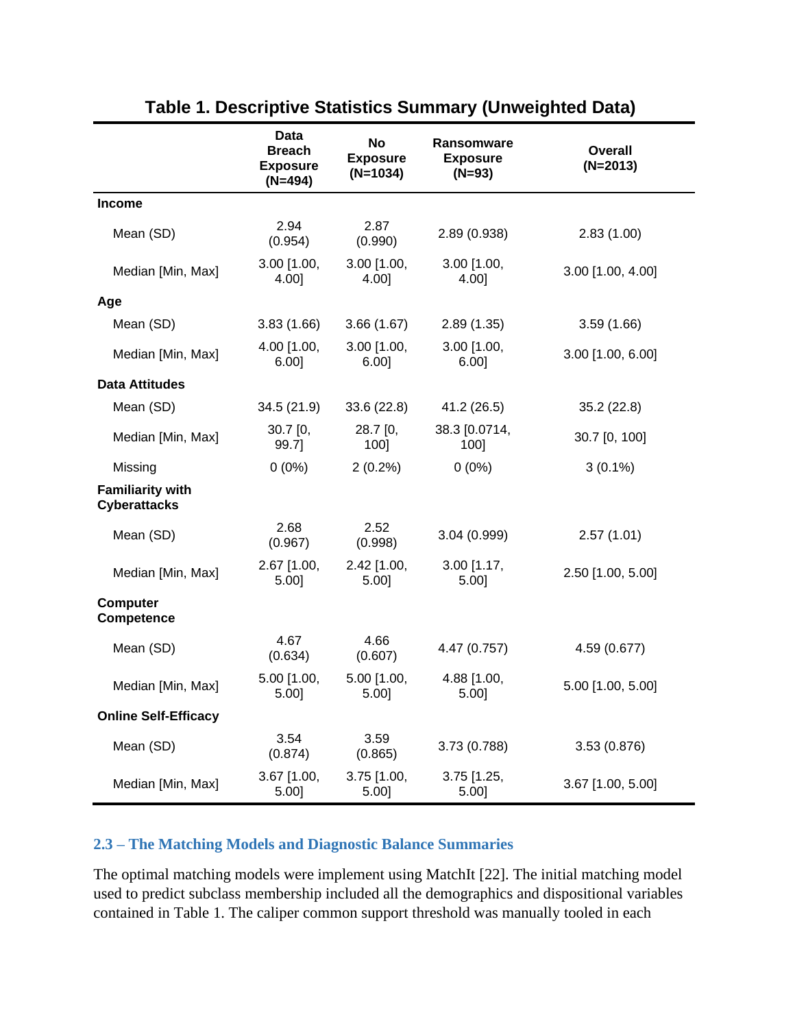**Table 1. Descriptive Statistics Summary (Unweighted Data)**

| | Data Breach Exposure (N=494) | No Exposure (N=1034) | Ransomware Exposure (N=93) | Overall (N=2013) |
|---|---|---|---|---|
| **Income** | | | | |
| Mean (SD) | 2.94 (0.954) | 2.87 (0.990) | 2.89 (0.938) | 2.83 (1.00) |
| Median [Min, Max] | 3.00 [1.00, 4.00] | 3.00 [1.00, 4.00] | 3.00 [1.00, 4.00] | 3.00 [1.00, 4.00] |
| **Age** | | | | |
| Mean (SD) | 3.83 (1.66) | 3.66 (1.67) | 2.89 (1.35) | 3.59 (1.66) |
| Median [Min, Max] | 4.00 [1.00, 6.00] | 3.00 [1.00, 6.00] | 3.00 [1.00, 6.00] | 3.00 [1.00, 6.00] |
| **Data Attitudes** | | | | |
| Mean (SD) | 34.5 (21.9) | 33.6 (22.8) | 41.2 (26.5) | 35.2 (22.8) |
| Median [Min, Max] | 30.7 [0, 99.7] | 28.7 [0, 100] | 38.3 [0.0714, 100] | 30.7 [0, 100] |
| Missing | 0 (0%) | 2 (0.2%) | 0 (0%) | 3 (0.1%) |
| **Familiarity with Cyberattacks** | | | | |
| Mean (SD) | 2.68 (0.967) | 2.52 (0.998) | 3.04 (0.999) | 2.57 (1.01) |
| Median [Min, Max] | 2.67 [1.00, 5.00] | 2.42 [1.00, 5.00] | 3.00 [1.17, 5.00] | 2.50 [1.00, 5.00] |
| **Computer Competence** | | | | |
| Mean (SD) | 4.67 (0.634) | 4.66 (0.607) | 4.47 (0.757) | 4.59 (0.677) |
| Median [Min, Max] | 5.00 [1.00, 5.00] | 5.00 [1.00, 5.00] | 4.88 [1.00, 5.00] | 5.00 [1.00, 5.00] |
| **Online Self-Efficacy** | | | | |
| Mean (SD) | 3.54 (0.874) | 3.59 (0.865) | 3.73 (0.788) | 3.53 (0.876) |
| Median [Min, Max] | 3.67 [1.00, 5.00] | 3.75 [1.00, 5.00] | 3.75 [1.25, 5.00] | 3.67 [1.00, 5.00] |

### 2.3 – The Matching Models and Diagnostic Balance Summaries

The optimal matching models were implement using MatchIt [22]. The initial matching model used to predict subclass membership included all the demographics and dispositional variables contained in Table 1. The caliper common support threshold was manually tooled in each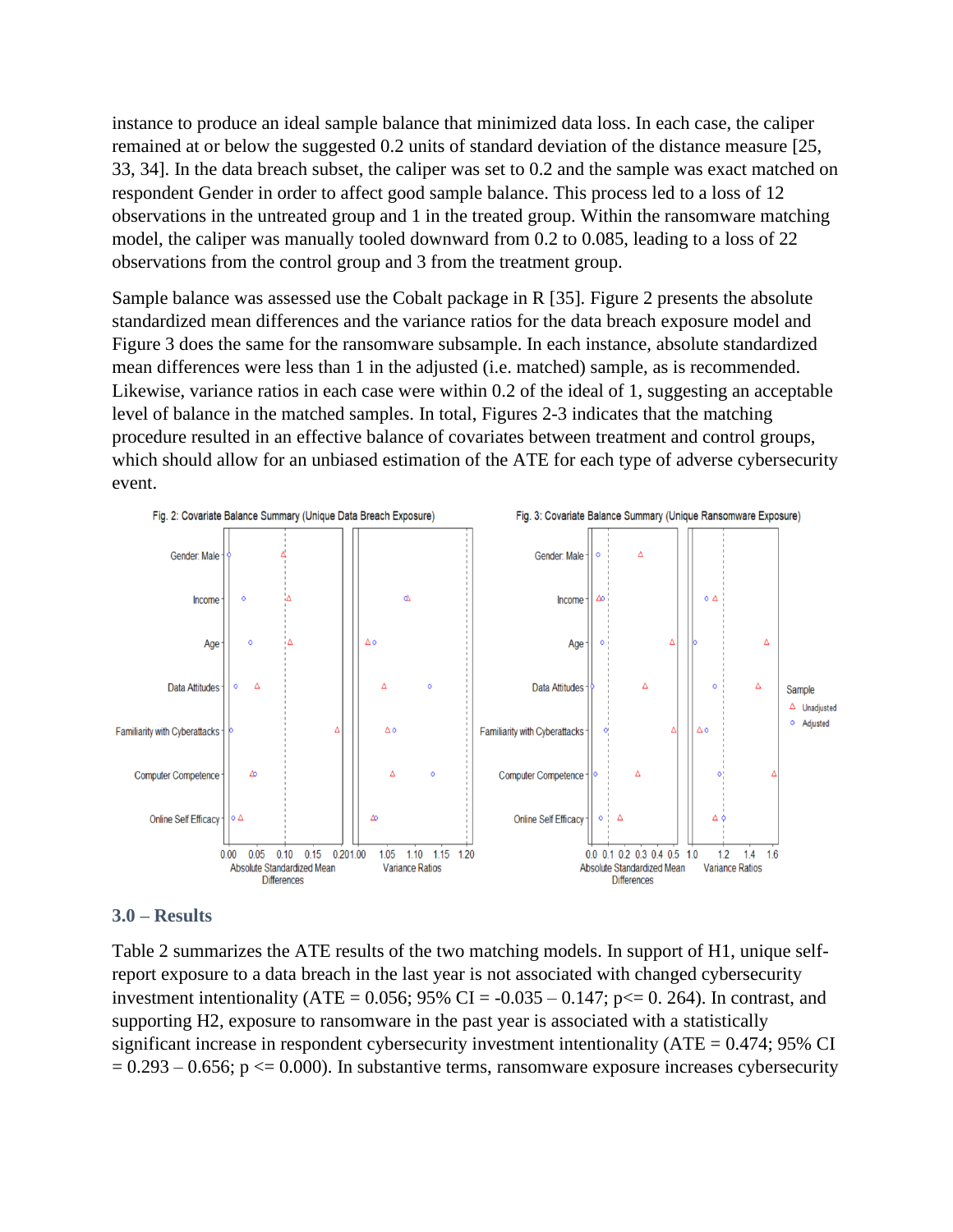instance to produce an ideal sample balance that minimized data loss. In each case, the caliper remained at or below the suggested 0.2 units of standard deviation of the distance measure [25, 33, 34]. In the data breach subset, the caliper was set to 0.2 and the sample was exact matched on respondent Gender in order to affect good sample balance. This process led to a loss of 12 observations in the untreated group and 1 in the treated group. Within the ransomware matching model, the caliper was manually tooled downward from 0.2 to 0.085, leading to a loss of 22 observations from the control group and 3 from the treatment group.

Sample balance was assessed use the Cobalt package in R [35]. Figure 2 presents the absolute standardized mean differences and the variance ratios for the data breach exposure model and Figure 3 does the same for the ransomware subsample. In each instance, absolute standardized mean differences were less than 1 in the adjusted (i.e. matched) sample, as is recommended. Likewise, variance ratios in each case were within 0.2 of the ideal of 1, suggesting an acceptable level of balance in the matched samples. In total, Figures 2-3 indicates that the matching procedure resulted in an effective balance of covariates between treatment and control groups, which should allow for an unbiased estimation of the ATE for each type of adverse cybersecurity event.

Fig. 2: Covariate Balance Summary (Unique Data Breach Exposure)

Fig. 3: Covariate Balance Summary (Unique Ransomware Exposure)

## 3.0 – Results

Table 2 summarizes the ATE results of the two matching models. In support of H1, unique self-report exposure to a data breach in the last year is not associated with changed cybersecurity investment intentionality (ATE = 0.056; 95% CI = -0.035 – 0.147; $p <= 0.264$). In contrast, and supporting H2, exposure to ransomware in the past year is associated with a statistically significant increase in respondent cybersecurity investment intentionality (ATE = 0.474; 95% CI = 0.293 – 0.656; $p <= 0.000$). In substantive terms, ransomware exposure increases cybersecurity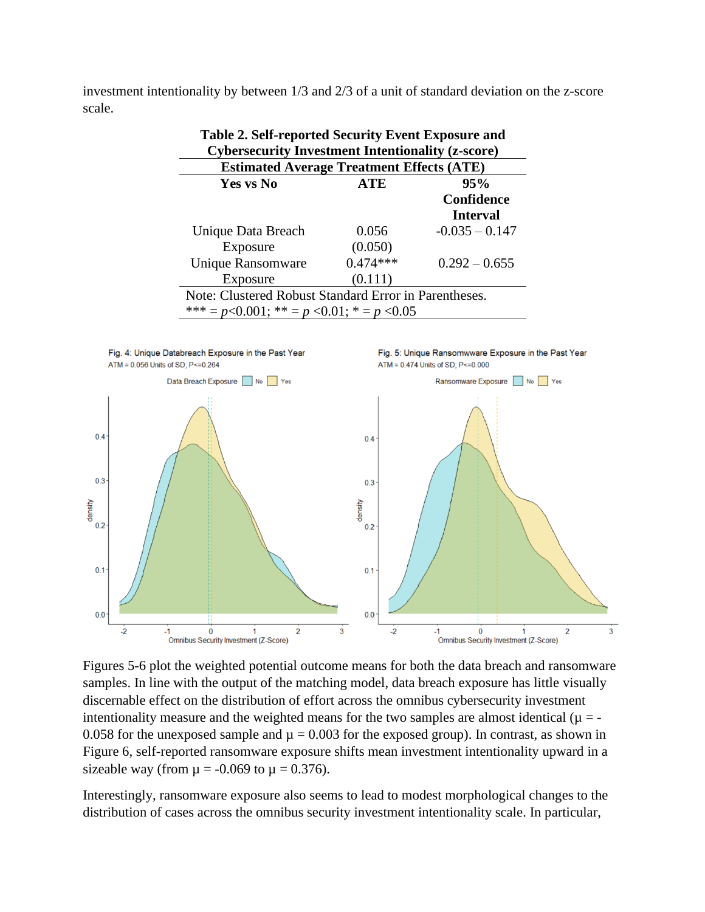investment intentionality by between 1/3 and 2/3 of a unit of standard deviation on the z-score scale.

**Table 2. Self-reported Security Event Exposure and Cybersecurity Investment Intentionality (z-score)**

| Estimated Average Treatment Effects (ATE) | | |
|---|---|---|
| **Yes vs No** | **ATE** | **95% Confidence Interval** |
| Unique Data Breach Exposure | 0.056 (0.050) | -0.035 – 0.147 |
| Unique Ransomware Exposure | 0.474*** (0.111) | 0.292 – 0.655 |

Note: Clustered Robust Standard Error in Parentheses.
*** = $p$<0.001; ** = $p$ <0.01; * = $p$ <0.05

Figures 5-6 plot the weighted potential outcome means for both the data breach and ransomware samples. In line with the output of the matching model, data breach exposure has little visually discernable effect on the distribution of effort across the omnibus cybersecurity investment intentionality measure and the weighted means for the two samples are almost identical ($\mu$ = -0.058 for the unexposed sample and $\mu$ = 0.003 for the exposed group). In contrast, as shown in Figure 6, self-reported ransomware exposure shifts mean investment intentionality upward in a sizeable way (from $\mu$ = -0.069 to $\mu$ = 0.376).

Interestingly, ransomware exposure also seems to lead to modest morphological changes to the distribution of cases across the omnibus security investment intentionality scale. In particular,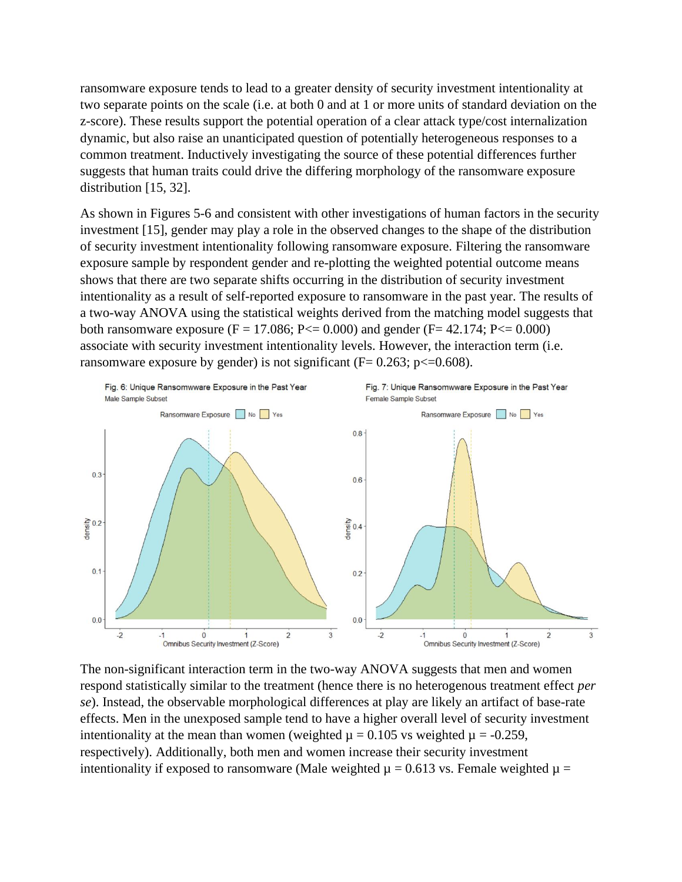ransomware exposure tends to lead to a greater density of security investment intentionality at two separate points on the scale (i.e. at both 0 and at 1 or more units of standard deviation on the z-score). These results support the potential operation of a clear attack type/cost internalization dynamic, but also raise an unanticipated question of potentially heterogeneous responses to a common treatment. Inductively investigating the source of these potential differences further suggests that human traits could drive the differing morphology of the ransomware exposure distribution [15, 32].

As shown in Figures 5-6 and consistent with other investigations of human factors in the security investment [15], gender may play a role in the observed changes to the shape of the distribution of security investment intentionality following ransomware exposure. Filtering the ransomware exposure sample by respondent gender and re-plotting the weighted potential outcome means shows that there are two separate shifts occurring in the distribution of security investment intentionality as a result of self-reported exposure to ransomware in the past year. The results of a two-way ANOVA using the statistical weights derived from the matching model suggests that both ransomware exposure ($F = 17.086$; $P <= 0.000$) and gender ($F = 42.174$; $P <= 0.000$) associate with security investment intentionality levels. However, the interaction term (i.e. ransomware exposure by gender) is not significant ($F = 0.263$; $p <= 0.608$).

Fig. 6: Unique Ransomwware Exposure in the Past Year
Male Sample Subset

Fig. 7: Unique Ransomwware Exposure in the Past Year
Female Sample Subset

The non-significant interaction term in the two-way ANOVA suggests that men and women respond statistically similar to the treatment (hence there is no heterogenous treatment effect *per se*). Instead, the observable morphological differences at play are likely an artifact of base-rate effects. Men in the unexposed sample tend to have a higher overall level of security investment intentionality at the mean than women (weighted $\mu = 0.105$ vs weighted $\mu = -0.259$, respectively). Additionally, both men and women increase their security investment intentionality if exposed to ransomware (Male weighted $\mu = 0.613$ vs. Female weighted $\mu =$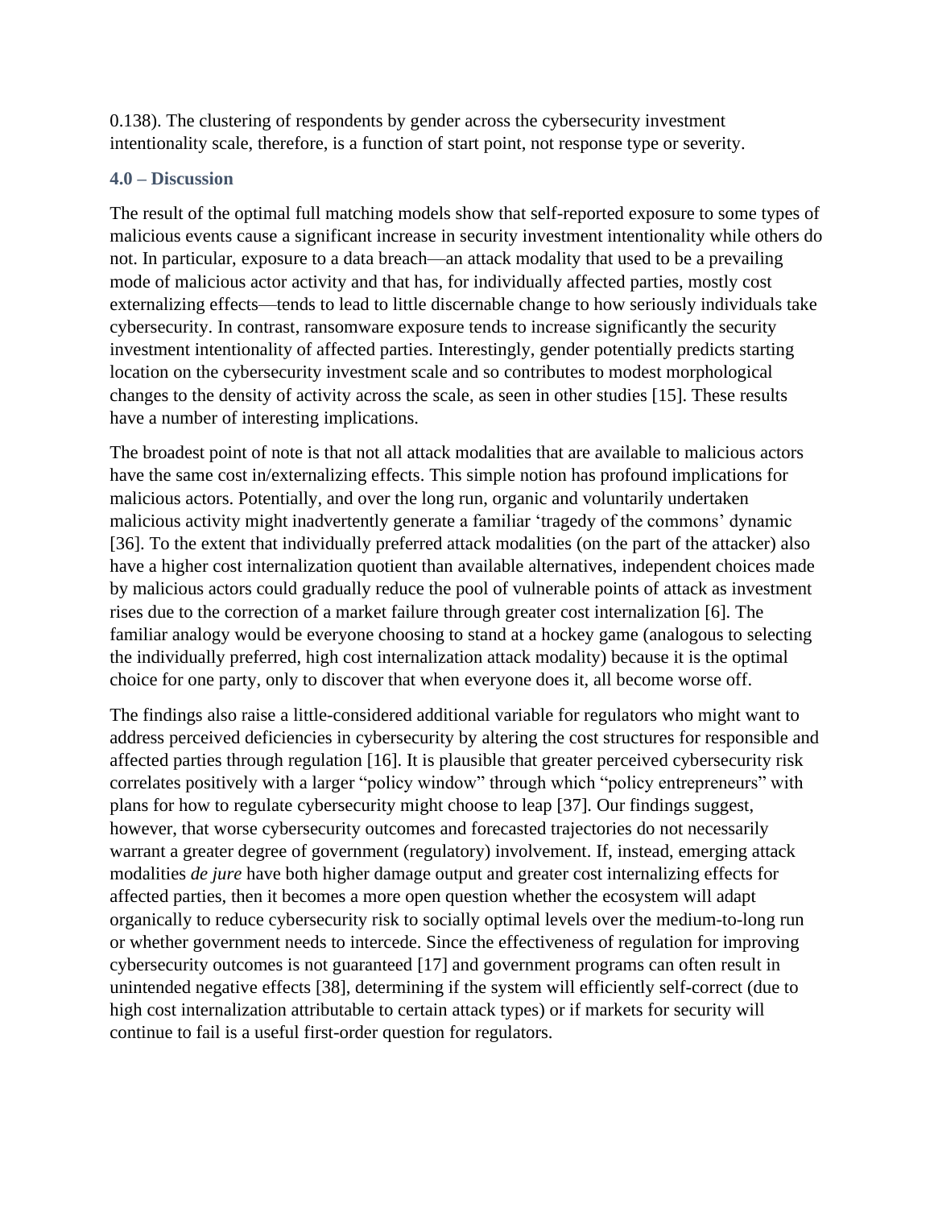0.138). The clustering of respondents by gender across the cybersecurity investment intentionality scale, therefore, is a function of start point, not response type or severity.

## 4.0 – Discussion

The result of the optimal full matching models show that self-reported exposure to some types of malicious events cause a significant increase in security investment intentionality while others do not. In particular, exposure to a data breach—an attack modality that used to be a prevailing mode of malicious actor activity and that has, for individually affected parties, mostly cost externalizing effects—tends to lead to little discernable change to how seriously individuals take cybersecurity. In contrast, ransomware exposure tends to increase significantly the security investment intentionality of affected parties. Interestingly, gender potentially predicts starting location on the cybersecurity investment scale and so contributes to modest morphological changes to the density of activity across the scale, as seen in other studies [15]. These results have a number of interesting implications.

The broadest point of note is that not all attack modalities that are available to malicious actors have the same cost in/externalizing effects. This simple notion has profound implications for malicious actors. Potentially, and over the long run, organic and voluntarily undertaken malicious activity might inadvertently generate a familiar 'tragedy of the commons' dynamic [36]. To the extent that individually preferred attack modalities (on the part of the attacker) also have a higher cost internalization quotient than available alternatives, independent choices made by malicious actors could gradually reduce the pool of vulnerable points of attack as investment rises due to the correction of a market failure through greater cost internalization [6]. The familiar analogy would be everyone choosing to stand at a hockey game (analogous to selecting the individually preferred, high cost internalization attack modality) because it is the optimal choice for one party, only to discover that when everyone does it, all become worse off.

The findings also raise a little-considered additional variable for regulators who might want to address perceived deficiencies in cybersecurity by altering the cost structures for responsible and affected parties through regulation [16]. It is plausible that greater perceived cybersecurity risk correlates positively with a larger "policy window" through which "policy entrepreneurs" with plans for how to regulate cybersecurity might choose to leap [37]. Our findings suggest, however, that worse cybersecurity outcomes and forecasted trajectories do not necessarily warrant a greater degree of government (regulatory) involvement. If, instead, emerging attack modalities *de jure* have both higher damage output and greater cost internalizing effects for affected parties, then it becomes a more open question whether the ecosystem will adapt organically to reduce cybersecurity risk to socially optimal levels over the medium-to-long run or whether government needs to intercede. Since the effectiveness of regulation for improving cybersecurity outcomes is not guaranteed [17] and government programs can often result in unintended negative effects [38], determining if the system will efficiently self-correct (due to high cost internalization attributable to certain attack types) or if markets for security will continue to fail is a useful first-order question for regulators.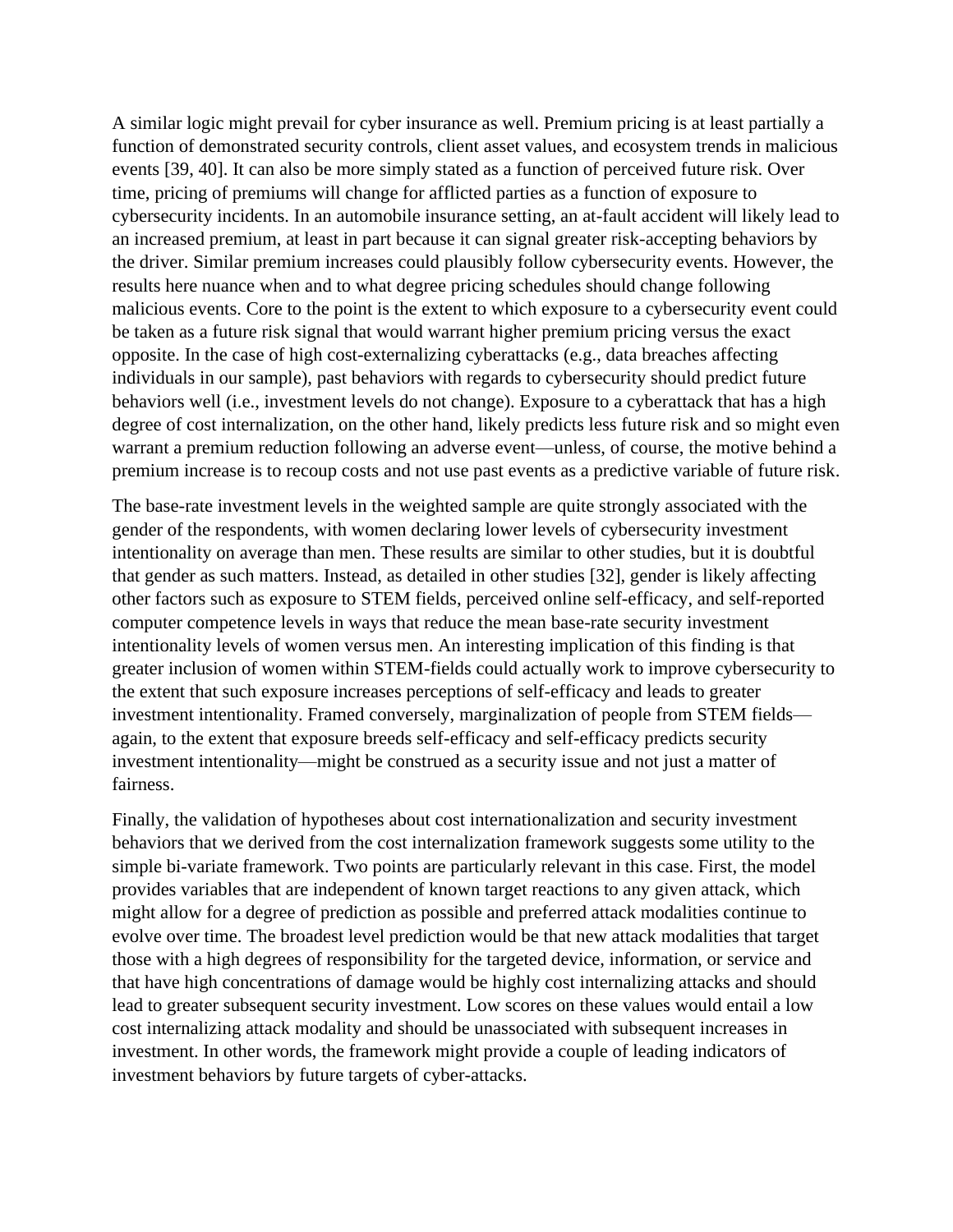A similar logic might prevail for cyber insurance as well. Premium pricing is at least partially a function of demonstrated security controls, client asset values, and ecosystem trends in malicious events [39, 40]. It can also be more simply stated as a function of perceived future risk. Over time, pricing of premiums will change for afflicted parties as a function of exposure to cybersecurity incidents. In an automobile insurance setting, an at-fault accident will likely lead to an increased premium, at least in part because it can signal greater risk-accepting behaviors by the driver. Similar premium increases could plausibly follow cybersecurity events. However, the results here nuance when and to what degree pricing schedules should change following malicious events. Core to the point is the extent to which exposure to a cybersecurity event could be taken as a future risk signal that would warrant higher premium pricing versus the exact opposite. In the case of high cost-externalizing cyberattacks (e.g., data breaches affecting individuals in our sample), past behaviors with regards to cybersecurity should predict future behaviors well (i.e., investment levels do not change). Exposure to a cyberattack that has a high degree of cost internalization, on the other hand, likely predicts less future risk and so might even warrant a premium reduction following an adverse event—unless, of course, the motive behind a premium increase is to recoup costs and not use past events as a predictive variable of future risk.

The base-rate investment levels in the weighted sample are quite strongly associated with the gender of the respondents, with women declaring lower levels of cybersecurity investment intentionality on average than men. These results are similar to other studies, but it is doubtful that gender as such matters. Instead, as detailed in other studies [32], gender is likely affecting other factors such as exposure to STEM fields, perceived online self-efficacy, and self-reported computer competence levels in ways that reduce the mean base-rate security investment intentionality levels of women versus men. An interesting implication of this finding is that greater inclusion of women within STEM-fields could actually work to improve cybersecurity to the extent that such exposure increases perceptions of self-efficacy and leads to greater investment intentionality. Framed conversely, marginalization of people from STEM fields—again, to the extent that exposure breeds self-efficacy and self-efficacy predicts security investment intentionality—might be construed as a security issue and not just a matter of fairness.

Finally, the validation of hypotheses about cost internationalization and security investment behaviors that we derived from the cost internalization framework suggests some utility to the simple bi-variate framework. Two points are particularly relevant in this case. First, the model provides variables that are independent of known target reactions to any given attack, which might allow for a degree of prediction as possible and preferred attack modalities continue to evolve over time. The broadest level prediction would be that new attack modalities that target those with a high degrees of responsibility for the targeted device, information, or service and that have high concentrations of damage would be highly cost internalizing attacks and should lead to greater subsequent security investment. Low scores on these values would entail a low cost internalizing attack modality and should be unassociated with subsequent increases in investment. In other words, the framework might provide a couple of leading indicators of investment behaviors by future targets of cyber-attacks.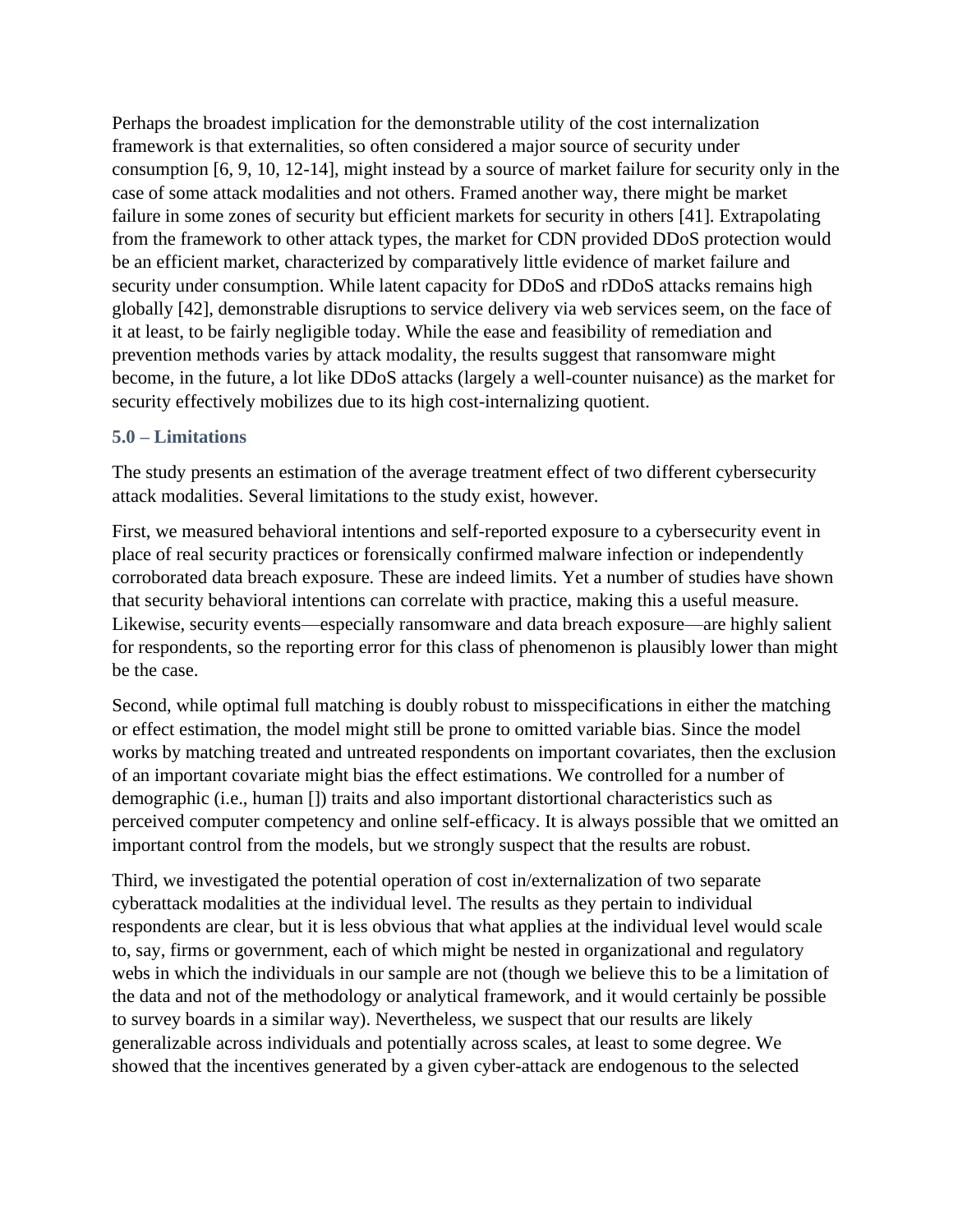Perhaps the broadest implication for the demonstrable utility of the cost internalization framework is that externalities, so often considered a major source of security under consumption [6, 9, 10, 12-14], might instead by a source of market failure for security only in the case of some attack modalities and not others. Framed another way, there might be market failure in some zones of security but efficient markets for security in others [41]. Extrapolating from the framework to other attack types, the market for CDN provided DDoS protection would be an efficient market, characterized by comparatively little evidence of market failure and security under consumption. While latent capacity for DDoS and rDDoS attacks remains high globally [42], demonstrable disruptions to service delivery via web services seem, on the face of it at least, to be fairly negligible today. While the ease and feasibility of remediation and prevention methods varies by attack modality, the results suggest that ransomware might become, in the future, a lot like DDoS attacks (largely a well-counter nuisance) as the market for security effectively mobilizes due to its high cost-internalizing quotient.

## 5.0 – Limitations

The study presents an estimation of the average treatment effect of two different cybersecurity attack modalities. Several limitations to the study exist, however.

First, we measured behavioral intentions and self-reported exposure to a cybersecurity event in place of real security practices or forensically confirmed malware infection or independently corroborated data breach exposure. These are indeed limits. Yet a number of studies have shown that security behavioral intentions can correlate with practice, making this a useful measure. Likewise, security events—especially ransomware and data breach exposure—are highly salient for respondents, so the reporting error for this class of phenomenon is plausibly lower than might be the case.

Second, while optimal full matching is doubly robust to misspecifications in either the matching or effect estimation, the model might still be prone to omitted variable bias. Since the model works by matching treated and untreated respondents on important covariates, then the exclusion of an important covariate might bias the effect estimations. We controlled for a number of demographic (i.e., human []) traits and also important distortional characteristics such as perceived computer competency and online self-efficacy. It is always possible that we omitted an important control from the models, but we strongly suspect that the results are robust.

Third, we investigated the potential operation of cost in/externalization of two separate cyberattack modalities at the individual level. The results as they pertain to individual respondents are clear, but it is less obvious that what applies at the individual level would scale to, say, firms or government, each of which might be nested in organizational and regulatory webs in which the individuals in our sample are not (though we believe this to be a limitation of the data and not of the methodology or analytical framework, and it would certainly be possible to survey boards in a similar way). Nevertheless, we suspect that our results are likely generalizable across individuals and potentially across scales, at least to some degree. We showed that the incentives generated by a given cyber-attack are endogenous to the selected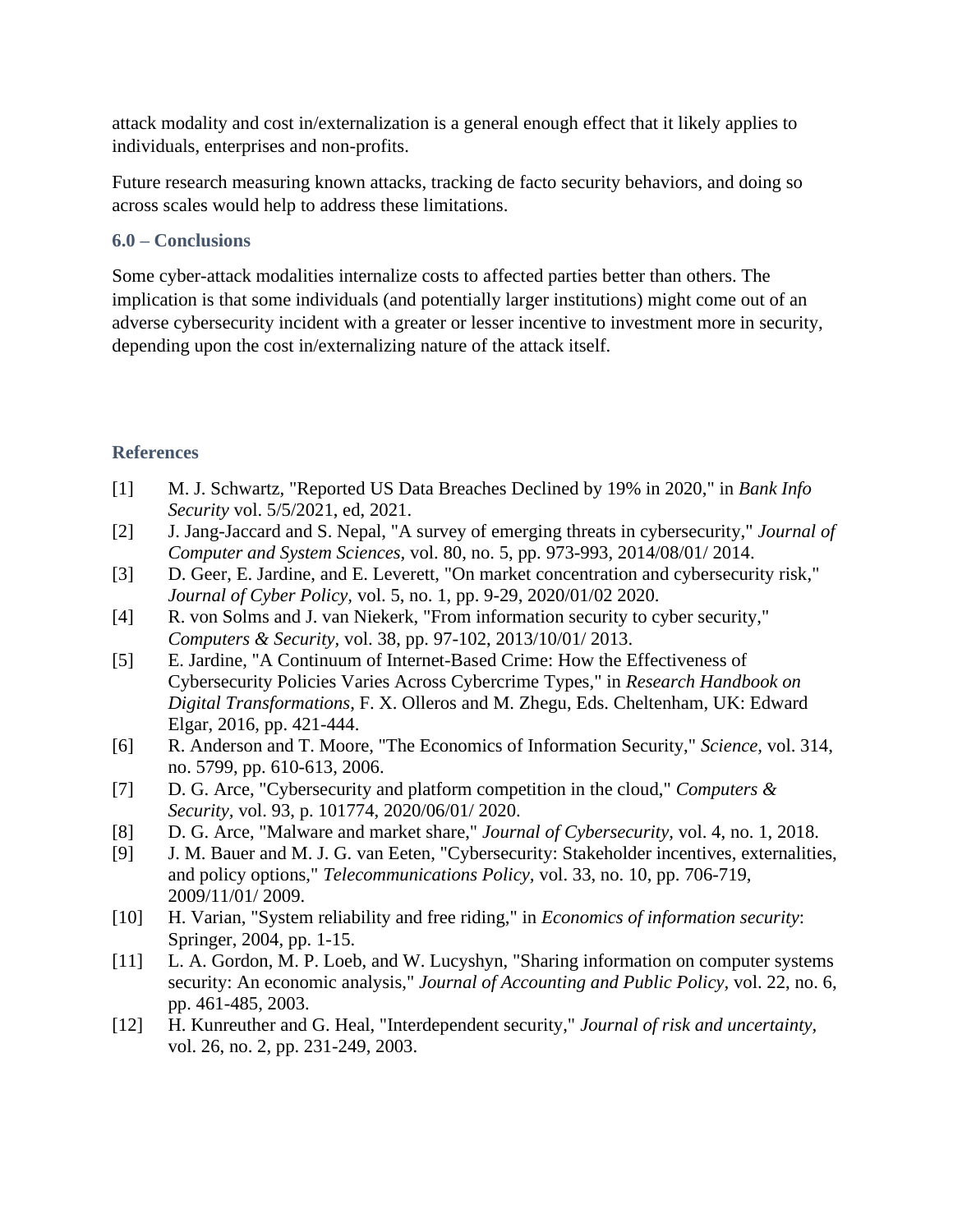attack modality and cost in/externalization is a general enough effect that it likely applies to individuals, enterprises and non-profits.

Future research measuring known attacks, tracking de facto security behaviors, and doing so across scales would help to address these limitations.

### 6.0 – Conclusions

Some cyber-attack modalities internalize costs to affected parties better than others. The implication is that some individuals (and potentially larger institutions) might come out of an adverse cybersecurity incident with a greater or lesser incentive to investment more in security, depending upon the cost in/externalizing nature of the attack itself.

### References

[1] M. J. Schwartz, "Reported US Data Breaches Declined by 19% in 2020," in *Bank Info Security* vol. 5/5/2021, ed, 2021.

[2] J. Jang-Jaccard and S. Nepal, "A survey of emerging threats in cybersecurity," *Journal of Computer and System Sciences*, vol. 80, no. 5, pp. 973-993, 2014/08/01/ 2014.

[3] D. Geer, E. Jardine, and E. Leverett, "On market concentration and cybersecurity risk," *Journal of Cyber Policy*, vol. 5, no. 1, pp. 9-29, 2020/01/02 2020.

[4] R. von Solms and J. van Niekerk, "From information security to cyber security," *Computers & Security*, vol. 38, pp. 97-102, 2013/10/01/ 2013.

[5] E. Jardine, "A Continuum of Internet-Based Crime: How the Effectiveness of Cybersecurity Policies Varies Across Cybercrime Types," in *Research Handbook on Digital Transformations*, F. X. Olleros and M. Zhegu, Eds. Cheltenham, UK: Edward Elgar, 2016, pp. 421-444.

[6] R. Anderson and T. Moore, "The Economics of Information Security," *Science*, vol. 314, no. 5799, pp. 610-613, 2006.

[7] D. G. Arce, "Cybersecurity and platform competition in the cloud," *Computers & Security*, vol. 93, p. 101774, 2020/06/01/ 2020.

[8] D. G. Arce, "Malware and market share," *Journal of Cybersecurity*, vol. 4, no. 1, 2018.

[9] J. M. Bauer and M. J. G. van Eeten, "Cybersecurity: Stakeholder incentives, externalities, and policy options," *Telecommunications Policy*, vol. 33, no. 10, pp. 706-719, 2009/11/01/ 2009.

[10] H. Varian, "System reliability and free riding," in *Economics of information security*: Springer, 2004, pp. 1-15.

[11] L. A. Gordon, M. P. Loeb, and W. Lucyshyn, "Sharing information on computer systems security: An economic analysis," *Journal of Accounting and Public Policy*, vol. 22, no. 6, pp. 461-485, 2003.

[12] H. Kunreuther and G. Heal, "Interdependent security," *Journal of risk and uncertainty*, vol. 26, no. 2, pp. 231-249, 2003.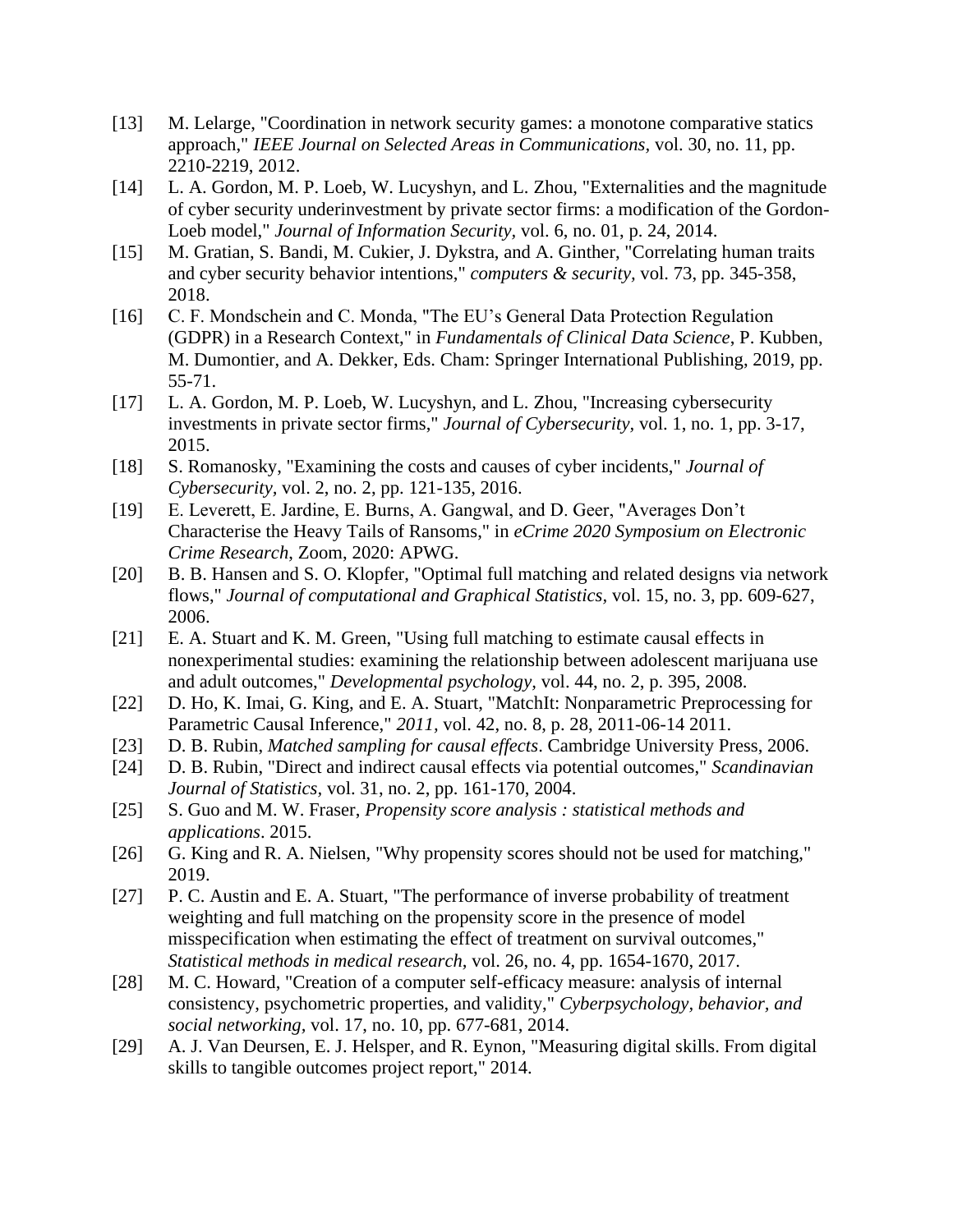[13] M. Lelarge, "Coordination in network security games: a monotone comparative statics approach," *IEEE Journal on Selected Areas in Communications*, vol. 30, no. 11, pp. 2210-2219, 2012.

[14] L. A. Gordon, M. P. Loeb, W. Lucyshyn, and L. Zhou, "Externalities and the magnitude of cyber security underinvestment by private sector firms: a modification of the Gordon-Loeb model," *Journal of Information Security*, vol. 6, no. 01, p. 24, 2014.

[15] M. Gratian, S. Bandi, M. Cukier, J. Dykstra, and A. Ginther, "Correlating human traits and cyber security behavior intentions," *computers & security*, vol. 73, pp. 345-358, 2018.

[16] C. F. Mondschein and C. Monda, "The EU's General Data Protection Regulation (GDPR) in a Research Context," in *Fundamentals of Clinical Data Science*, P. Kubben, M. Dumontier, and A. Dekker, Eds. Cham: Springer International Publishing, 2019, pp. 55-71.

[17] L. A. Gordon, M. P. Loeb, W. Lucyshyn, and L. Zhou, "Increasing cybersecurity investments in private sector firms," *Journal of Cybersecurity*, vol. 1, no. 1, pp. 3-17, 2015.

[18] S. Romanosky, "Examining the costs and causes of cyber incidents," *Journal of Cybersecurity*, vol. 2, no. 2, pp. 121-135, 2016.

[19] E. Leverett, E. Jardine, E. Burns, A. Gangwal, and D. Geer, "Averages Don't Characterise the Heavy Tails of Ransoms," in *eCrime 2020 Symposium on Electronic Crime Research*, Zoom, 2020: APWG.

[20] B. B. Hansen and S. O. Klopfer, "Optimal full matching and related designs via network flows," *Journal of computational and Graphical Statistics*, vol. 15, no. 3, pp. 609-627, 2006.

[21] E. A. Stuart and K. M. Green, "Using full matching to estimate causal effects in nonexperimental studies: examining the relationship between adolescent marijuana use and adult outcomes," *Developmental psychology*, vol. 44, no. 2, p. 395, 2008.

[22] D. Ho, K. Imai, G. King, and E. A. Stuart, "MatchIt: Nonparametric Preprocessing for Parametric Causal Inference," *2011*, vol. 42, no. 8, p. 28, 2011-06-14 2011.

[23] D. B. Rubin, *Matched sampling for causal effects*. Cambridge University Press, 2006.

[24] D. B. Rubin, "Direct and indirect causal effects via potential outcomes," *Scandinavian Journal of Statistics*, vol. 31, no. 2, pp. 161-170, 2004.

[25] S. Guo and M. W. Fraser, *Propensity score analysis : statistical methods and applications*. 2015.

[26] G. King and R. A. Nielsen, "Why propensity scores should not be used for matching," 2019.

[27] P. C. Austin and E. A. Stuart, "The performance of inverse probability of treatment weighting and full matching on the propensity score in the presence of model misspecification when estimating the effect of treatment on survival outcomes," *Statistical methods in medical research*, vol. 26, no. 4, pp. 1654-1670, 2017.

[28] M. C. Howard, "Creation of a computer self-efficacy measure: analysis of internal consistency, psychometric properties, and validity," *Cyberpsychology, behavior, and social networking*, vol. 17, no. 10, pp. 677-681, 2014.

[29] A. J. Van Deursen, E. J. Helsper, and R. Eynon, "Measuring digital skills. From digital skills to tangible outcomes project report," 2014.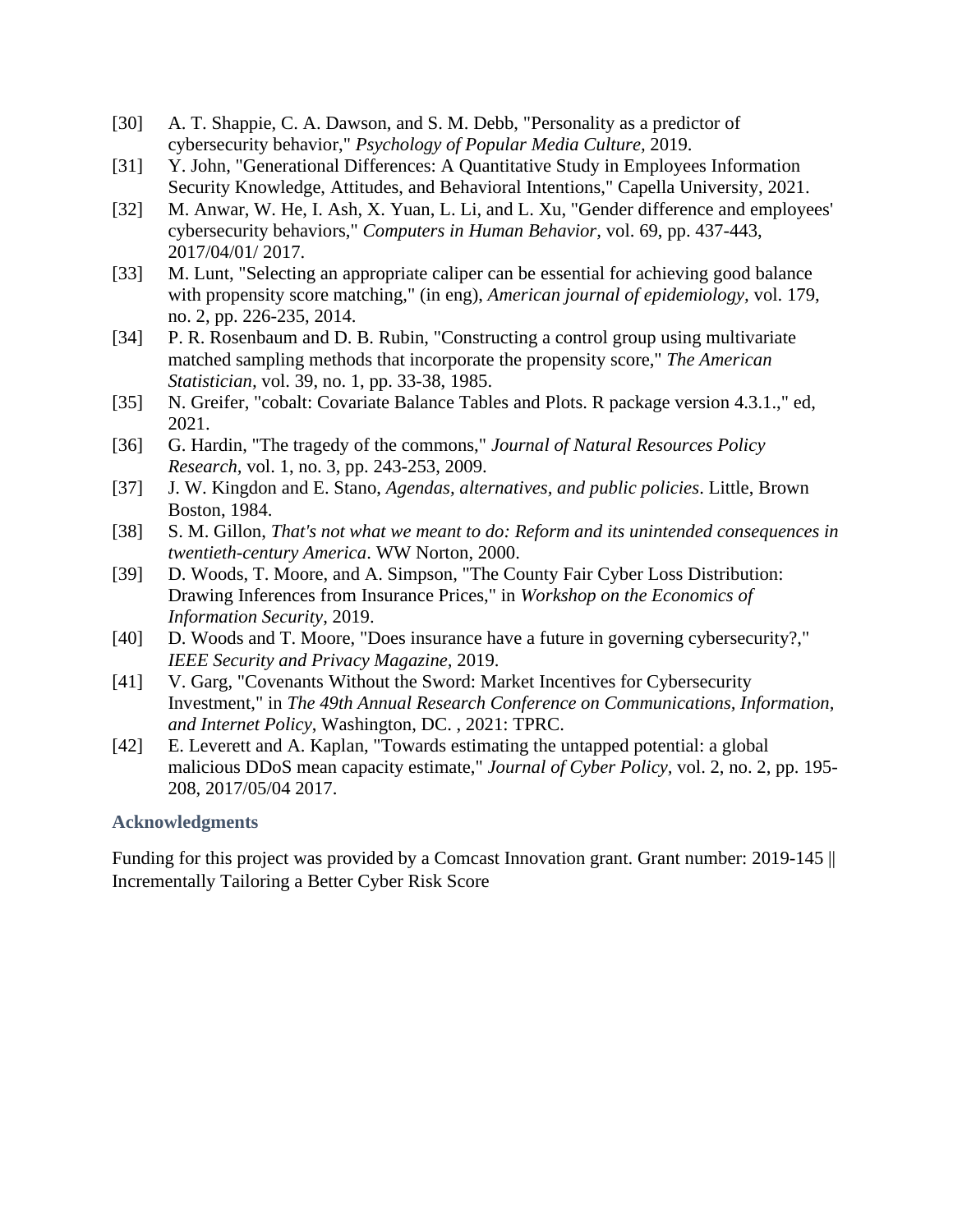[30] A. T. Shappie, C. A. Dawson, and S. M. Debb, "Personality as a predictor of cybersecurity behavior," *Psychology of Popular Media Culture*, 2019.

[31] Y. John, "Generational Differences: A Quantitative Study in Employees Information Security Knowledge, Attitudes, and Behavioral Intentions," Capella University, 2021.

[32] M. Anwar, W. He, I. Ash, X. Yuan, L. Li, and L. Xu, "Gender difference and employees' cybersecurity behaviors," *Computers in Human Behavior*, vol. 69, pp. 437-443, 2017/04/01/ 2017.

[33] M. Lunt, "Selecting an appropriate caliper can be essential for achieving good balance with propensity score matching," (in eng), *American journal of epidemiology*, vol. 179, no. 2, pp. 226-235, 2014.

[34] P. R. Rosenbaum and D. B. Rubin, "Constructing a control group using multivariate matched sampling methods that incorporate the propensity score," *The American Statistician*, vol. 39, no. 1, pp. 33-38, 1985.

[35] N. Greifer, "cobalt: Covariate Balance Tables and Plots. R package version 4.3.1.," ed, 2021.

[36] G. Hardin, "The tragedy of the commons," *Journal of Natural Resources Policy Research*, vol. 1, no. 3, pp. 243-253, 2009.

[37] J. W. Kingdon and E. Stano, *Agendas, alternatives, and public policies*. Little, Brown Boston, 1984.

[38] S. M. Gillon, *That's not what we meant to do: Reform and its unintended consequences in twentieth-century America*. WW Norton, 2000.

[39] D. Woods, T. Moore, and A. Simpson, "The County Fair Cyber Loss Distribution: Drawing Inferences from Insurance Prices," in *Workshop on the Economics of Information Security*, 2019.

[40] D. Woods and T. Moore, "Does insurance have a future in governing cybersecurity?," *IEEE Security and Privacy Magazine*, 2019.

[41] V. Garg, "Covenants Without the Sword: Market Incentives for Cybersecurity Investment," in *The 49th Annual Research Conference on Communications, Information, and Internet Policy*, Washington, DC. , 2021: TPRC.

[42] E. Leverett and A. Kaplan, "Towards estimating the untapped potential: a global malicious DDoS mean capacity estimate," *Journal of Cyber Policy*, vol. 2, no. 2, pp. 195-208, 2017/05/04 2017.

## Acknowledgments

Funding for this project was provided by a Comcast Innovation grant. Grant number: 2019-145 || Incrementally Tailoring a Better Cyber Risk Score